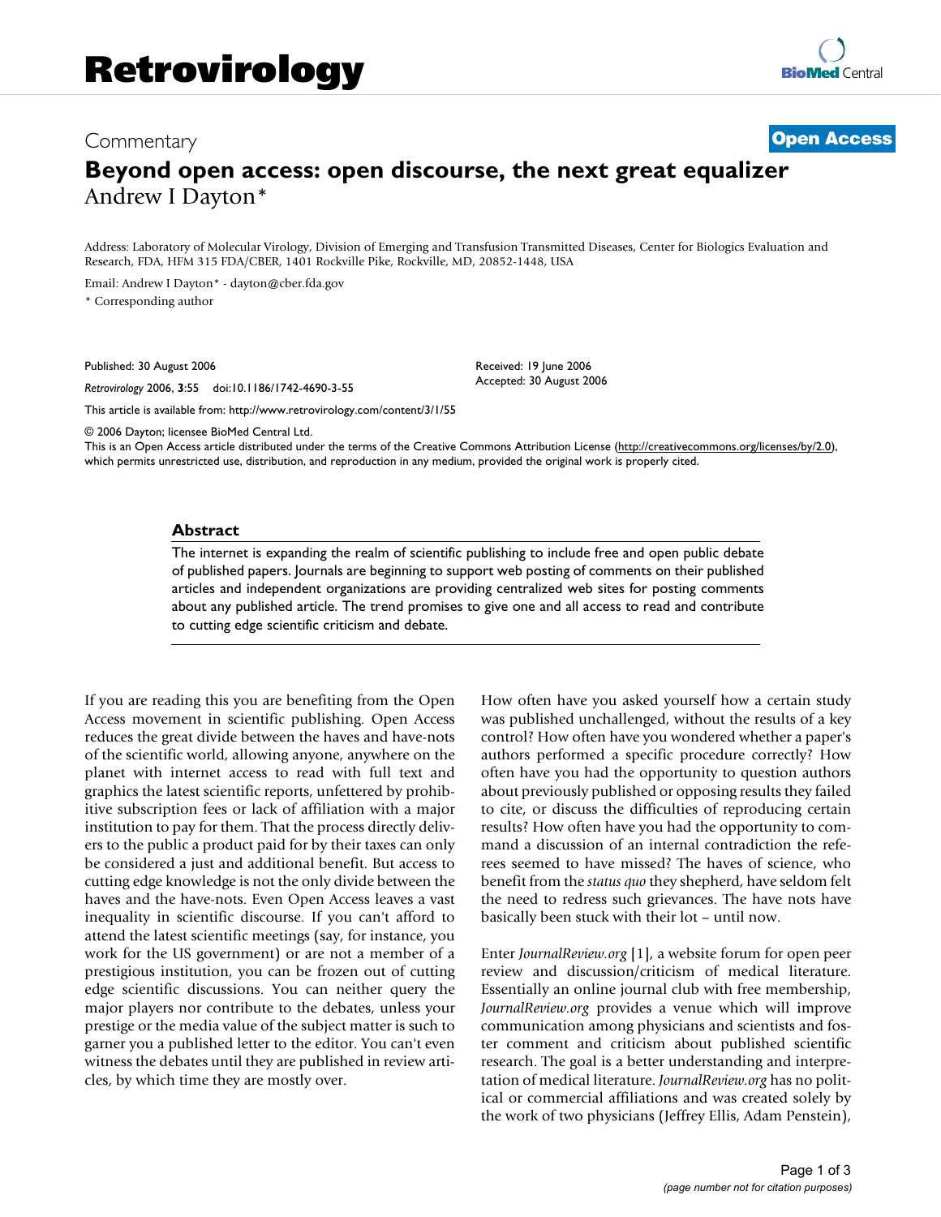Commentary

**Open Access**

# Beyond open access: open discourse, the next great equalizer

Andrew I Dayton*

Address: Laboratory of Molecular Virology, Division of Emerging and Transfusion Transmitted Diseases, Center for Biologics Evaluation and Research, FDA, HFM 315 FDA/CBER, 1401 Rockville Pike, Rockville, MD, 20852-1448, USA

Email: Andrew I Dayton* - dayton@cber.fda.gov

* Corresponding author

Published: 30 August 2006

*Retrovirology* 2006, **3**:55 doi:10.1186/1742-4690-3-55

Received: 19 June 2006
Accepted: 30 August 2006

This article is available from: http://www.retrovirology.com/content/3/1/55

© 2006 Dayton; licensee BioMed Central Ltd.
This is an Open Access article distributed under the terms of the Creative Commons Attribution License (http://creativecommons.org/licenses/by/2.0), which permits unrestricted use, distribution, and reproduction in any medium, provided the original work is properly cited.

## Abstract

The internet is expanding the realm of scientific publishing to include free and open public debate of published papers. Journals are beginning to support web posting of comments on their published articles and independent organizations are providing centralized web sites for posting comments about any published article. The trend promises to give one and all access to read and contribute to cutting edge scientific criticism and debate.

If you are reading this you are benefiting from the Open Access movement in scientific publishing. Open Access reduces the great divide between the haves and have-nots of the scientific world, allowing anyone, anywhere on the planet with internet access to read with full text and graphics the latest scientific reports, unfettered by prohibitive subscription fees or lack of affiliation with a major institution to pay for them. That the process directly delivers to the public a product paid for by their taxes can only be considered a just and additional benefit. But access to cutting edge knowledge is not the only divide between the haves and the have-nots. Even Open Access leaves a vast inequality in scientific discourse. If you can't afford to attend the latest scientific meetings (say, for instance, you work for the US government) or are not a member of a prestigious institution, you can be frozen out of cutting edge scientific discussions. You can neither query the major players nor contribute to the debates, unless your prestige or the media value of the subject matter is such to garner you a published letter to the editor. You can't even witness the debates until they are published in review articles, by which time they are mostly over.

How often have you asked yourself how a certain study was published unchallenged, without the results of a key control? How often have you wondered whether a paper's authors performed a specific procedure correctly? How often have you had the opportunity to question authors about previously published or opposing results they failed to cite, or discuss the difficulties of reproducing certain results? How often have you had the opportunity to command a discussion of an internal contradiction the referees seemed to have missed? The haves of science, who benefit from the *status quo* they shepherd, have seldom felt the need to redress such grievances. The have nots have basically been stuck with their lot – until now.

Enter *JournalReview.org* [1], a website forum for open peer review and discussion/criticism of medical literature. Essentially an online journal club with free membership, *JournalReview.org* provides a venue which will improve communication among physicians and scientists and foster comment and criticism about published scientific research. The goal is a better understanding and interpretation of medical literature. *JournalReview.org* has no political or commercial affiliations and was created solely by the work of two physicians (Jeffrey Ellis, Adam Penstein),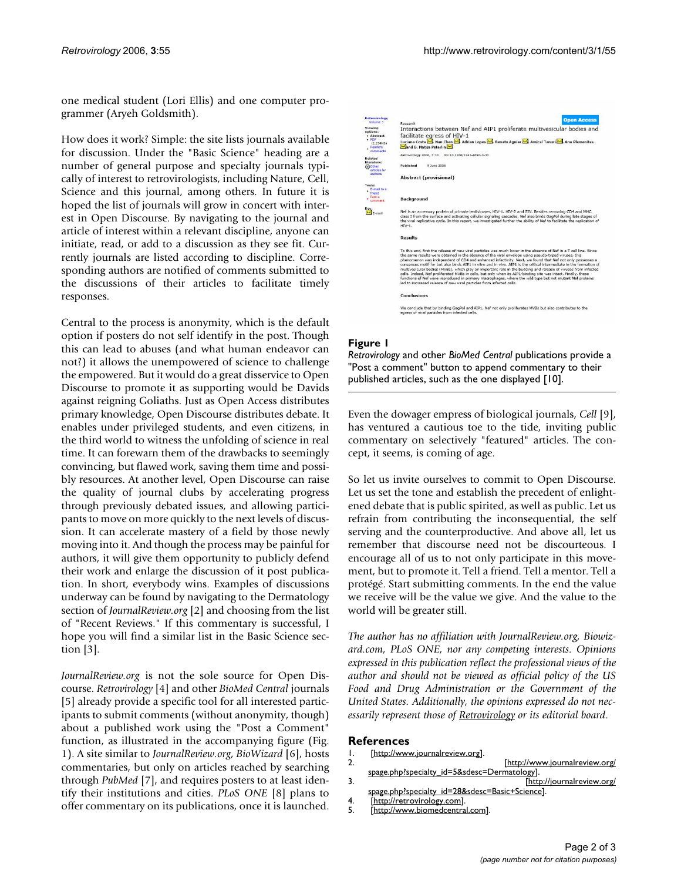one medical student (Lori Ellis) and one computer programmer (Aryeh Goldsmith).

How does it work? Simple: the site lists journals available for discussion. Under the "Basic Science" heading are a number of general purpose and specialty journals typically of interest to retrovirologists, including Nature, Cell, Science and this journal, among others. In future it is hoped the list of journals will grow in concert with interest in Open Discourse. By navigating to the journal and article of interest within a relevant discipline, anyone can initiate, read, or add to a discussion as they see fit. Currently journals are listed according to discipline. Corresponding authors are notified of comments submitted to the discussions of their articles to facilitate timely responses.

Central to the process is anonymity, which is the default option if posters do not self identify in the post. Though this can lead to abuses (and what human endeavor can not?) it allows the unempowered of science to challenge the empowered. But it would do a great disservice to Open Discourse to promote it as supporting would be Davids against reigning Goliaths. Just as Open Access distributes primary knowledge, Open Discourse distributes debate. It enables under privileged students, and even citizens, in the third world to witness the unfolding of science in real time. It can forewarn them of the drawbacks to seemingly convincing, but flawed work, saving them time and possibly resources. At another level, Open Discourse can raise the quality of journal clubs by accelerating progress through previously debated issues, and allowing participants to move on more quickly to the next levels of discussion. It can accelerate mastery of a field by those newly moving into it. And though the process may be painful for authors, it will give them opportunity to publicly defend their work and enlarge the discussion of it post publication. In short, everybody wins. Examples of discussions underway can be found by navigating to the Dermatology section of *JournalReview.org* [2] and choosing from the list of "Recent Reviews." If this commentary is successful, I hope you will find a similar list in the Basic Science section [3].

*JournalReview.org* is not the sole source for Open Discourse. *Retrovirology* [4] and other *BioMed Central* journals [5] already provide a specific tool for all interested participants to submit comments (without anonymity, though) about a published work using the "Post a Comment" function, as illustrated in the accompanying figure (Fig. 1). A site similar to *JournalReview.org*, *BioWizard* [6], hosts commentaries, but only on articles reached by searching through *PubMed* [7], and requires posters to at least identify their institutions and cities. *PLoS ONE* [8] plans to offer commentary on its publications, once it is launched.

**Figure 1**
*Retrovirology* and other *BioMed Central* publications provide a "Post a comment" button to append commentary to their published articles, such as the one displayed [10].

Even the dowager empress of biological journals, *Cell* [9], has ventured a cautious toe to the tide, inviting public commentary on selectively "featured" articles. The concept, it seems, is coming of age.

So let us invite ourselves to commit to Open Discourse. Let us set the tone and establish the precedent of enlightened debate that is public spirited, as well as public. Let us refrain from contributing the inconsequential, the self serving and the counterproductive. And above all, let us remember that discourse need not be discourteous. I encourage all of us to not only participate in this movement, but to promote it. Tell a friend. Tell a mentor. Tell a protégé. Start submitting comments. In the end the value we receive will be the value we give. And the value to the world will be greater still.

*The author has no affiliation with JournalReview.org, Biowizard.com, PLoS ONE, nor any competing interests. Opinions expressed in this publication reflect the professional views of the author and should not be viewed as official policy of the US Food and Drug Administration or the Government of the United States. Additionally, the opinions expressed do not necessarily represent those of Retrovirology or its editorial board.*

## References

1. [http://www.journalreview.org].
2. [http://www.journalreview.org/spage.php?specialty_id=5&sdesc=Dermatology].
3. [http://journalreview.org/spage.php?specialty_id=28&sdesc=Basic+Science].
4. [http://retrovirology.com].
5. [http://www.biomedcentral.com].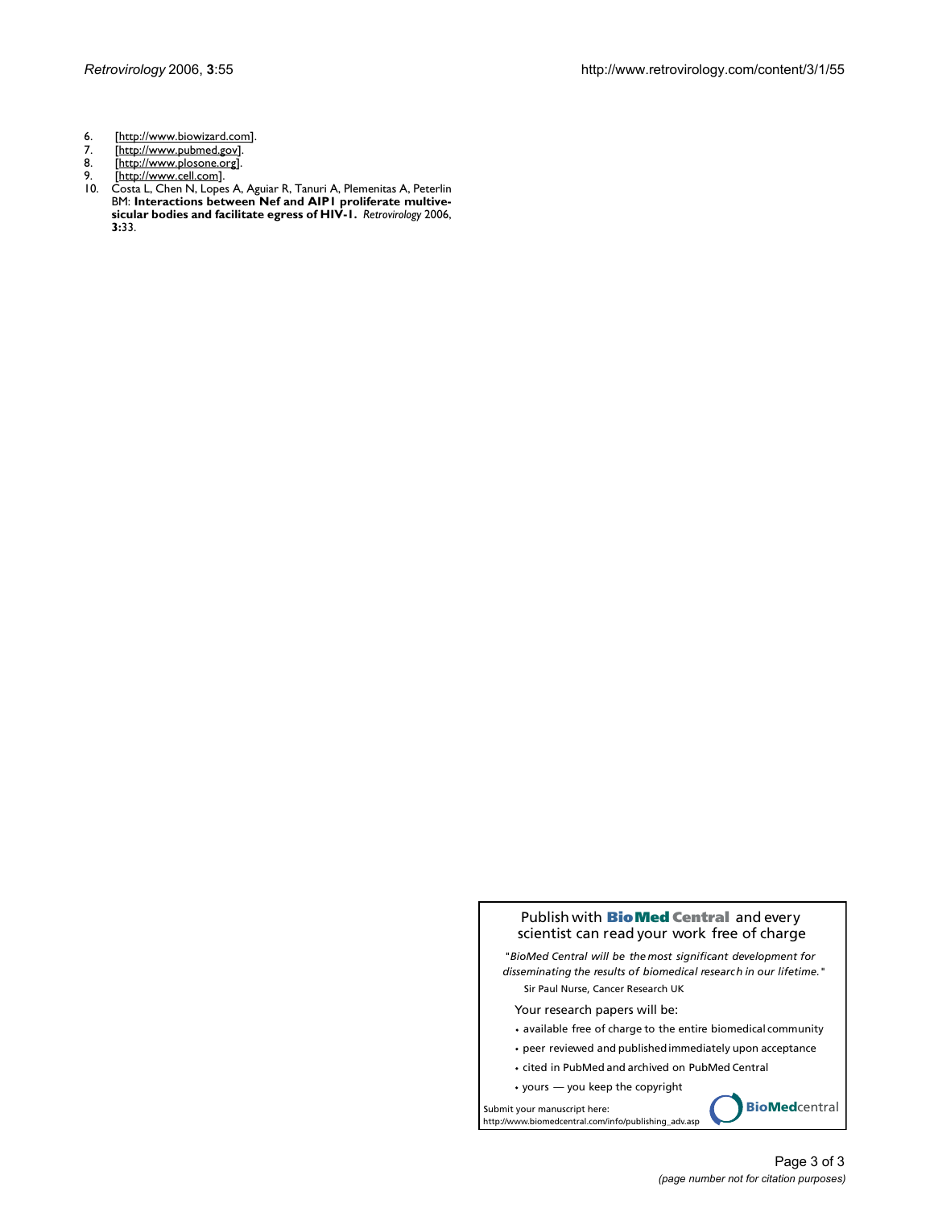6. [http://www.biowizard.com].
7. [http://www.pubmed.gov].
8. [http://www.plosone.org].
9. [http://www.cell.com].
10. Costa L, Chen N, Lopes A, Aguiar R, Tanuri A, Plemenitas A, Peterlin BM: **Interactions between Nef and AIP1 proliferate multivesicular bodies and facilitate egress of HIV-1.** *Retrovirology* 2006, **3:**33.

Publish with **BioMed Central** and every scientist can read your work free of charge

*"BioMed Central will be the most significant development for disseminating the results of biomedical research in our lifetime."*

Sir Paul Nurse, Cancer Research UK

Your research papers will be:

- available free of charge to the entire biomedical community
- peer reviewed and published immediately upon acceptance
- cited in PubMed and archived on PubMed Central
- yours — you keep the copyright

Submit your manuscript here:
http://www.biomedcentral.com/info/publishing_adv.asp

**BioMed**central